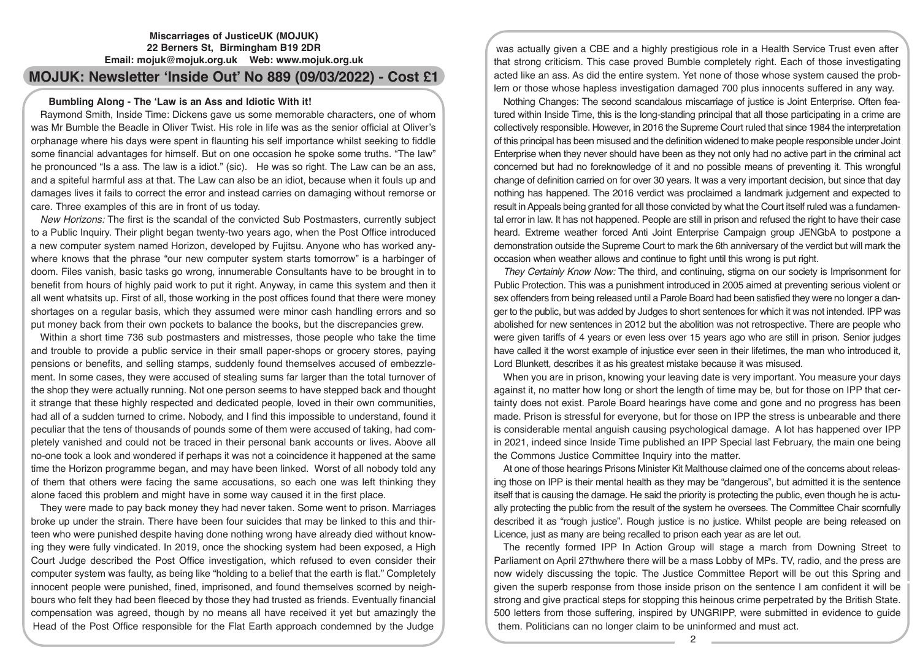**Miscarriages of JusticeUK (MOJUK)**
**22 Berners St, Birmingham B19 2DR**
**Email: mojuk@mojuk.org.uk Web: www.mojuk.org.uk**

# MOJUK: Newsletter 'Inside Out' No 889 (09/03/2022) - Cost £1

## Bumbling Along - The 'Law is an Ass and Idiotic With it!

Raymond Smith, Inside Time: Dickens gave us some memorable characters, one of whom was Mr Bumble the Beadle in Oliver Twist. His role in life was as the senior official at Oliver's orphanage where his days were spent in flaunting his self importance whilst seeking to fiddle some financial advantages for himself. But on one occasion he spoke some truths. "The law" he pronounced "Is a ass. The law is a idiot." (sic). He was so right. The Law can be an ass, and a spiteful harmful ass at that. The Law can also be an idiot, because when it fouls up and damages lives it fails to correct the error and instead carries on damaging without remorse or care. Three examples of this are in front of us today.

*New Horizons:* The first is the scandal of the convicted Sub Postmasters, currently subject to a Public Inquiry. Their plight began twenty-two years ago, when the Post Office introduced a new computer system named Horizon, developed by Fujitsu. Anyone who has worked anywhere knows that the phrase "our new computer system starts tomorrow" is a harbinger of doom. Files vanish, basic tasks go wrong, innumerable Consultants have to be brought in to benefit from hours of highly paid work to put it right. Anyway, in came this system and then it all went whatsits up. First of all, those working in the post offices found that there were money shortages on a regular basis, which they assumed were minor cash handling errors and so put money back from their own pockets to balance the books, but the discrepancies grew.

Within a short time 736 sub postmasters and mistresses, those people who take the time and trouble to provide a public service in their small paper-shops or grocery stores, paying pensions or benefits, and selling stamps, suddenly found themselves accused of embezzlement. In some cases, they were accused of stealing sums far larger than the total turnover of the shop they were actually running. Not one person seems to have stepped back and thought it strange that these highly respected and dedicated people, loved in their own communities, had all of a sudden turned to crime. Nobody, and I find this impossible to understand, found it peculiar that the tens of thousands of pounds some of them were accused of taking, had completely vanished and could not be traced in their personal bank accounts or lives. Above all no-one took a look and wondered if perhaps it was not a coincidence it happened at the same time the Horizon programme began, and may have been linked. Worst of all nobody told any of them that others were facing the same accusations, so each one was left thinking they alone faced this problem and might have in some way caused it in the first place.

They were made to pay back money they had never taken. Some went to prison. Marriages broke up under the strain. There have been four suicides that may be linked to this and thirteen who were punished despite having done nothing wrong have already died without knowing they were fully vindicated. In 2019, once the shocking system had been exposed, a High Court Judge described the Post Office investigation, which refused to even consider their computer system was faulty, as being like "holding to a belief that the earth is flat." Completely innocent people were punished, fined, imprisoned, and found themselves scorned by neighbours who felt they had been fleeced by those they had trusted as friends. Eventually financial compensation was agreed, though by no means all have received it yet but amazingly the Head of the Post Office responsible for the Flat Earth approach condemned by the Judge was actually given a CBE and a highly prestigious role in a Health Service Trust even after that strong criticism. This case proved Bumble completely right. Each of those investigating acted like an ass. As did the entire system. Yet none of those whose system caused the problem or those whose hapless investigation damaged 700 plus innocents suffered in any way.

Nothing Changes: The second scandalous miscarriage of justice is Joint Enterprise. Often featured within Inside Time, this is the long-standing principal that all those participating in a crime are collectively responsible. However, in 2016 the Supreme Court ruled that since 1984 the interpretation of this principal has been misused and the definition widened to make people responsible under Joint Enterprise when they never should have been as they not only had no active part in the criminal act concerned but had no foreknowledge of it and no possible means of preventing it. This wrongful change of definition carried on for over 30 years. It was a very important decision, but since that day nothing has happened. The 2016 verdict was proclaimed a landmark judgement and expected to result in Appeals being granted for all those convicted by what the Court itself ruled was a fundamental error in law. It has not happened. People are still in prison and refused the right to have their case heard. Extreme weather forced Anti Joint Enterprise Campaign group JENGbA to postpone a demonstration outside the Supreme Court to mark the 6th anniversary of the verdict but will mark the occasion when weather allows and continue to fight until this wrong is put right.

*They Certainly Know Now:* The third, and continuing, stigma on our society is Imprisonment for Public Protection. This was a punishment introduced in 2005 aimed at preventing serious violent or sex offenders from being released until a Parole Board had been satisfied they were no longer a danger to the public, but was added by Judges to short sentences for which it was not intended. IPP was abolished for new sentences in 2012 but the abolition was not retrospective. There are people who were given tariffs of 4 years or even less over 15 years ago who are still in prison. Senior judges have called it the worst example of injustice ever seen in their lifetimes, the man who introduced it, Lord Blunkett, describes it as his greatest mistake because it was misused.

When you are in prison, knowing your leaving date is very important. You measure your days against it, no matter how long or short the length of time may be, but for those on IPP that certainty does not exist. Parole Board hearings have come and gone and no progress has been made. Prison is stressful for everyone, but for those on IPP the stress is unbearable and there is considerable mental anguish causing psychological damage. A lot has happened over IPP in 2021, indeed since Inside Time published an IPP Special last February, the main one being the Commons Justice Committee Inquiry into the matter.

At one of those hearings Prisons Minister Kit Malthouse claimed one of the concerns about releasing those on IPP is their mental health as they may be "dangerous", but admitted it is the sentence itself that is causing the damage. He said the priority is protecting the public, even though he is actually protecting the public from the result of the system he oversees. The Committee Chair scornfully described it as "rough justice". Rough justice is no justice. Whilst people are being released on Licence, just as many are being recalled to prison each year as are let out.

The recently formed IPP In Action Group will stage a march from Downing Street to Parliament on April 27thwhere there will be a mass Lobby of MPs. TV, radio, and the press are now widely discussing the topic. The Justice Committee Report will be out this Spring and given the superb response from those inside prison on the sentence I am confident it will be strong and give practical steps for stopping this heinous crime perpetrated by the British State. 500 letters from those suffering, inspired by UNGRIPP, were submitted in evidence to guide them. Politicians can no longer claim to be uninformed and must act.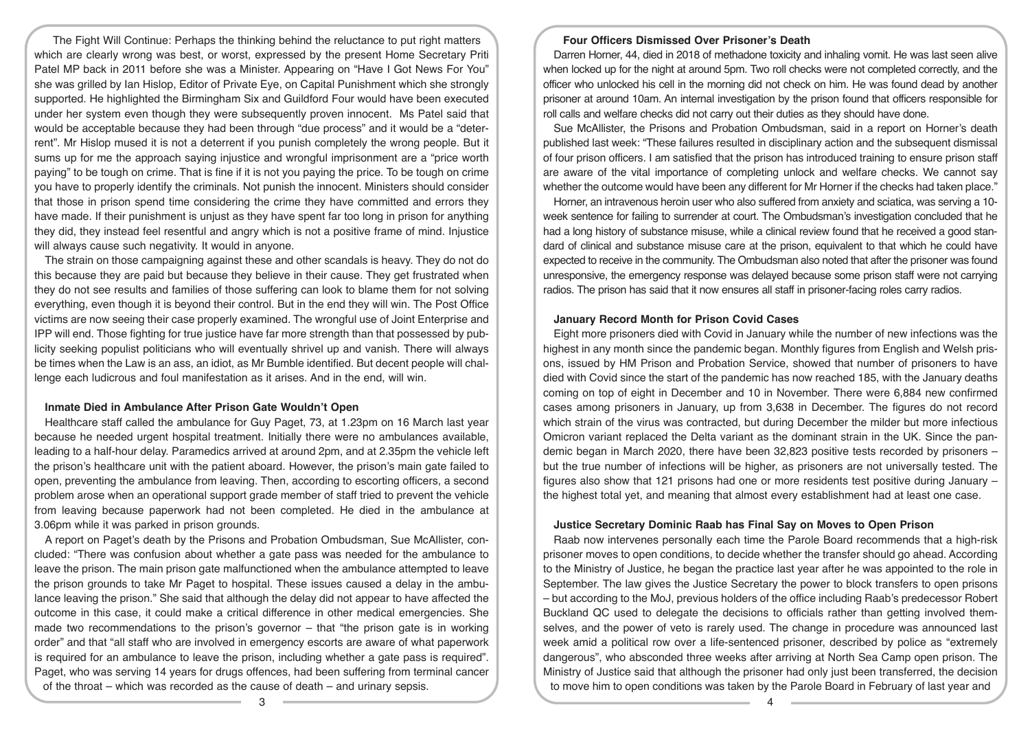The Fight Will Continue: Perhaps the thinking behind the reluctance to put right matters which are clearly wrong was best, or worst, expressed by the present Home Secretary Priti Patel MP back in 2011 before she was a Minister. Appearing on "Have I Got News For You" she was grilled by Ian Hislop, Editor of Private Eye, on Capital Punishment which she strongly supported. He highlighted the Birmingham Six and Guildford Four would have been executed under her system even though they were subsequently proven innocent. Ms Patel said that would be acceptable because they had been through "due process" and it would be a "deterrent". Mr Hislop mused it is not a deterrent if you punish completely the wrong people. But it sums up for me the approach saying injustice and wrongful imprisonment are a "price worth paying" to be tough on crime. That is fine if it is not you paying the price. To be tough on crime you have to properly identify the criminals. Not punish the innocent. Ministers should consider that those in prison spend time considering the crime they have committed and errors they have made. If their punishment is unjust as they have spent far too long in prison for anything they did, they instead feel resentful and angry which is not a positive frame of mind. Injustice will always cause such negativity. It would in anyone.

The strain on those campaigning against these and other scandals is heavy. They do not do this because they are paid but because they believe in their cause. They get frustrated when they do not see results and families of those suffering can look to blame them for not solving everything, even though it is beyond their control. But in the end they will win. The Post Office victims are now seeing their case properly examined. The wrongful use of Joint Enterprise and IPP will end. Those fighting for true justice have far more strength than that possessed by publicity seeking populist politicians who will eventually shrivel up and vanish. There will always be times when the Law is an ass, an idiot, as Mr Bumble identified. But decent people will challenge each ludicrous and foul manifestation as it arises. And in the end, will win.

### Inmate Died in Ambulance After Prison Gate Wouldn't Open

Healthcare staff called the ambulance for Guy Paget, 73, at 1.23pm on 16 March last year because he needed urgent hospital treatment. Initially there were no ambulances available, leading to a half-hour delay. Paramedics arrived at around 2pm, and at 2.35pm the vehicle left the prison's healthcare unit with the patient aboard. However, the prison's main gate failed to open, preventing the ambulance from leaving. Then, according to escorting officers, a second problem arose when an operational support grade member of staff tried to prevent the vehicle from leaving because paperwork had not been completed. He died in the ambulance at 3.06pm while it was parked in prison grounds.

A report on Paget's death by the Prisons and Probation Ombudsman, Sue McAllister, concluded: "There was confusion about whether a gate pass was needed for the ambulance to leave the prison. The main prison gate malfunctioned when the ambulance attempted to leave the prison grounds to take Mr Paget to hospital. These issues caused a delay in the ambulance leaving the prison." She said that although the delay did not appear to have affected the outcome in this case, it could make a critical difference in other medical emergencies. She made two recommendations to the prison's governor – that "the prison gate is in working order" and that "all staff who are involved in emergency escorts are aware of what paperwork is required for an ambulance to leave the prison, including whether a gate pass is required". Paget, who was serving 14 years for drugs offences, had been suffering from terminal cancer of the throat – which was recorded as the cause of death – and urinary sepsis.

### Four Officers Dismissed Over Prisoner's Death

Darren Horner, 44, died in 2018 of methadone toxicity and inhaling vomit. He was last seen alive when locked up for the night at around 5pm. Two roll checks were not completed correctly, and the officer who unlocked his cell in the morning did not check on him. He was found dead by another prisoner at around 10am. An internal investigation by the prison found that officers responsible for roll calls and welfare checks did not carry out their duties as they should have done.

Sue McAllister, the Prisons and Probation Ombudsman, said in a report on Horner's death published last week: "These failures resulted in disciplinary action and the subsequent dismissal of four prison officers. I am satisfied that the prison has introduced training to ensure prison staff are aware of the vital importance of completing unlock and welfare checks. We cannot say whether the outcome would have been any different for Mr Horner if the checks had taken place."

Horner, an intravenous heroin user who also suffered from anxiety and sciatica, was serving a 10-week sentence for failing to surrender at court. The Ombudsman's investigation concluded that he had a long history of substance misuse, while a clinical review found that he received a good standard of clinical and substance misuse care at the prison, equivalent to that which he could have expected to receive in the community. The Ombudsman also noted that after the prisoner was found unresponsive, the emergency response was delayed because some prison staff were not carrying radios. The prison has said that it now ensures all staff in prisoner-facing roles carry radios.

### January Record Month for Prison Covid Cases

Eight more prisoners died with Covid in January while the number of new infections was the highest in any month since the pandemic began. Monthly figures from English and Welsh prisons, issued by HM Prison and Probation Service, showed that number of prisoners to have died with Covid since the start of the pandemic has now reached 185, with the January deaths coming on top of eight in December and 10 in November. There were 6,884 new confirmed cases among prisoners in January, up from 3,638 in December. The figures do not record which strain of the virus was contracted, but during December the milder but more infectious Omicron variant replaced the Delta variant as the dominant strain in the UK. Since the pandemic began in March 2020, there have been 32,823 positive tests recorded by prisoners – but the true number of infections will be higher, as prisoners are not universally tested. The figures also show that 121 prisons had one or more residents test positive during January – the highest total yet, and meaning that almost every establishment had at least one case.

### Justice Secretary Dominic Raab has Final Say on Moves to Open Prison

Raab now intervenes personally each time the Parole Board recommends that a high-risk prisoner moves to open conditions, to decide whether the transfer should go ahead. According to the Ministry of Justice, he began the practice last year after he was appointed to the role in September. The law gives the Justice Secretary the power to block transfers to open prisons – but according to the MoJ, previous holders of the office including Raab's predecessor Robert Buckland QC used to delegate the decisions to officials rather than getting involved themselves, and the power of veto is rarely used. The change in procedure was announced last week amid a political row over a life-sentenced prisoner, described by police as "extremely dangerous", who absconded three weeks after arriving at North Sea Camp open prison. The Ministry of Justice said that although the prisoner had only just been transferred, the decision to move him to open conditions was taken by the Parole Board in February of last year and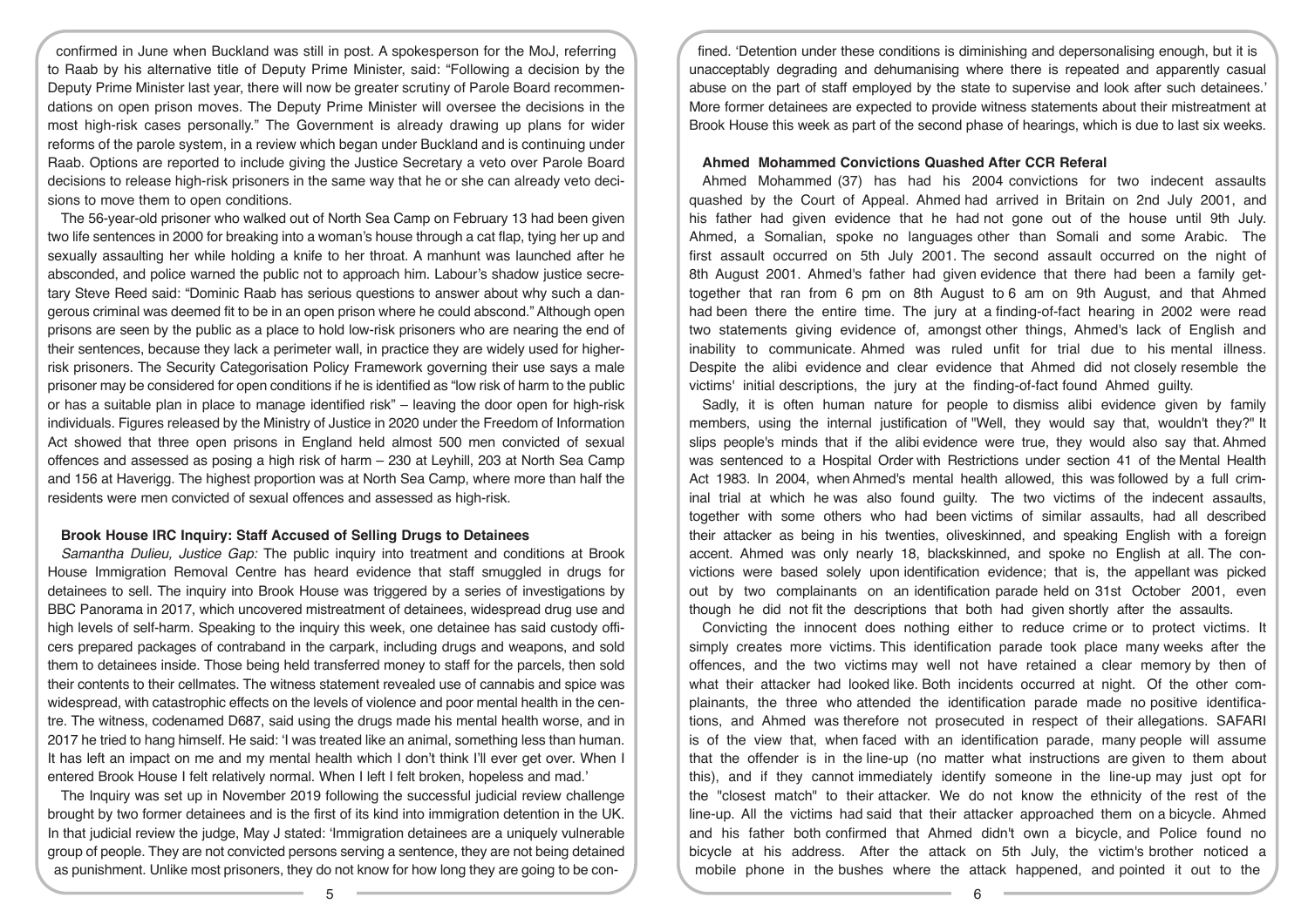confirmed in June when Buckland was still in post. A spokesperson for the MoJ, referring to Raab by his alternative title of Deputy Prime Minister, said: "Following a decision by the Deputy Prime Minister last year, there will now be greater scrutiny of Parole Board recommendations on open prison moves. The Deputy Prime Minister will oversee the decisions in the most high-risk cases personally." The Government is already drawing up plans for wider reforms of the parole system, in a review which began under Buckland and is continuing under Raab. Options are reported to include giving the Justice Secretary a veto over Parole Board decisions to release high-risk prisoners in the same way that he or she can already veto decisions to move them to open conditions.

The 56-year-old prisoner who walked out of North Sea Camp on February 13 had been given two life sentences in 2000 for breaking into a woman's house through a cat flap, tying her up and sexually assaulting her while holding a knife to her throat. A manhunt was launched after he absconded, and police warned the public not to approach him. Labour's shadow justice secretary Steve Reed said: "Dominic Raab has serious questions to answer about why such a dangerous criminal was deemed fit to be in an open prison where he could abscond." Although open prisons are seen by the public as a place to hold low-risk prisoners who are nearing the end of their sentences, because they lack a perimeter wall, in practice they are widely used for higher-risk prisoners. The Security Categorisation Policy Framework governing their use says a male prisoner may be considered for open conditions if he is identified as "low risk of harm to the public or has a suitable plan in place to manage identified risk" – leaving the door open for high-risk individuals. Figures released by the Ministry of Justice in 2020 under the Freedom of Information Act showed that three open prisons in England held almost 500 men convicted of sexual offences and assessed as posing a high risk of harm – 230 at Leyhill, 203 at North Sea Camp and 156 at Haverigg. The highest proportion was at North Sea Camp, where more than half the residents were men convicted of sexual offences and assessed as high-risk.

### Brook House IRC Inquiry: Staff Accused of Selling Drugs to Detainees

*Samantha Dulieu, Justice Gap:* The public inquiry into treatment and conditions at Brook House Immigration Removal Centre has heard evidence that staff smuggled in drugs for detainees to sell. The inquiry into Brook House was triggered by a series of investigations by BBC Panorama in 2017, which uncovered mistreatment of detainees, widespread drug use and high levels of self-harm. Speaking to the inquiry this week, one detainee has said custody officers prepared packages of contraband in the carpark, including drugs and weapons, and sold them to detainees inside. Those being held transferred money to staff for the parcels, then sold their contents to their cellmates. The witness statement revealed use of cannabis and spice was widespread, with catastrophic effects on the levels of violence and poor mental health in the centre. The witness, codenamed D687, said using the drugs made his mental health worse, and in 2017 he tried to hang himself. He said: 'I was treated like an animal, something less than human. It has left an impact on me and my mental health which I don't think I'll ever get over. When I entered Brook House I felt relatively normal. When I left I felt broken, hopeless and mad.'

The Inquiry was set up in November 2019 following the successful judicial review challenge brought by two former detainees and is the first of its kind into immigration detention in the UK. In that judicial review the judge, May J stated: 'Immigration detainees are a uniquely vulnerable group of people. They are not convicted persons serving a sentence, they are not being detained as punishment. Unlike most prisoners, they do not know for how long they are going to be confined. 'Detention under these conditions is diminishing and depersonalising enough, but it is unacceptably degrading and dehumanising where there is repeated and apparently casual abuse on the part of staff employed by the state to supervise and look after such detainees.' More former detainees are expected to provide witness statements about their mistreatment at Brook House this week as part of the second phase of hearings, which is due to last six weeks.

### Ahmed Mohammed Convictions Quashed After CCR Referal

Ahmed Mohammed (37) has had his 2004 convictions for two indecent assaults quashed by the Court of Appeal. Ahmed had arrived in Britain on 2nd July 2001, and his father had given evidence that he had not gone out of the house until 9th July. Ahmed, a Somalian, spoke no languages other than Somali and some Arabic. The first assault occurred on 5th July 2001. The second assault occurred on the night of 8th August 2001. Ahmed's father had given evidence that there had been a family get-together that ran from 6 pm on 8th August to 6 am on 9th August, and that Ahmed had been there the entire time. The jury at a finding-of-fact hearing in 2002 were read two statements giving evidence of, amongst other things, Ahmed's lack of English and inability to communicate. Ahmed was ruled unfit for trial due to his mental illness. Despite the alibi evidence and clear evidence that Ahmed did not closely resemble the victims' initial descriptions, the jury at the finding-of-fact found Ahmed guilty.

Sadly, it is often human nature for people to dismiss alibi evidence given by family members, using the internal justification of "Well, they would say that, wouldn't they?" It slips people's minds that if the alibi evidence were true, they would also say that. Ahmed was sentenced to a Hospital Order with Restrictions under section 41 of the Mental Health Act 1983. In 2004, when Ahmed's mental health allowed, this was followed by a full criminal trial at which he was also found guilty. The two victims of the indecent assaults, together with some others who had been victims of similar assaults, had all described their attacker as being in his twenties, oliveskinned, and speaking English with a foreign accent. Ahmed was only nearly 18, blackskinned, and spoke no English at all. The convictions were based solely upon identification evidence; that is, the appellant was picked out by two complainants on an identification parade held on 31st October 2001, even though he did not fit the descriptions that both had given shortly after the assaults.

Convicting the innocent does nothing either to reduce crime or to protect victims. It simply creates more victims. This identification parade took place many weeks after the offences, and the two victims may well not have retained a clear memory by then of what their attacker had looked like. Both incidents occurred at night. Of the other complainants, the three who attended the identification parade made no positive identifications, and Ahmed was therefore not prosecuted in respect of their allegations. SAFARI is of the view that, when faced with an identification parade, many people will assume that the offender is in the line-up (no matter what instructions are given to them about this), and if they cannot immediately identify someone in the line-up may just opt for the "closest match" to their attacker. We do not know the ethnicity of the rest of the line-up. All the victims had said that their attacker approached them on a bicycle. Ahmed and his father both confirmed that Ahmed didn't own a bicycle, and Police found no bicycle at his address. After the attack on 5th July, the victim's brother noticed a mobile phone in the bushes where the attack happened, and pointed it out to the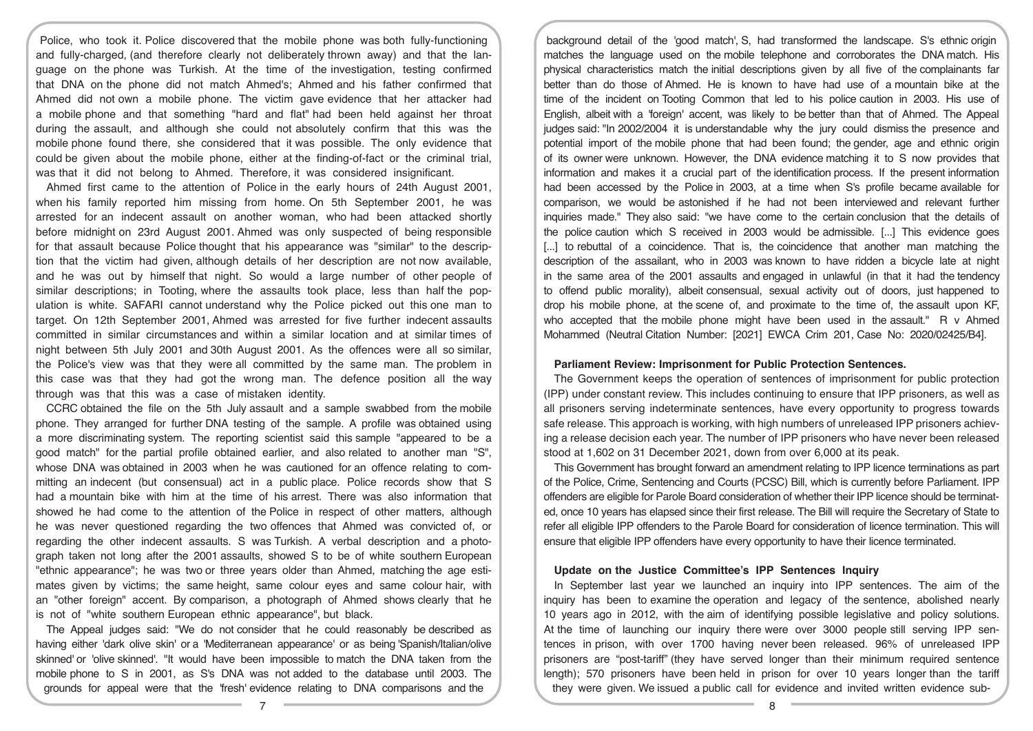Police, who took it. Police discovered that the mobile phone was both fully-functioning and fully-charged, (and therefore clearly not deliberately thrown away) and that the language on the phone was Turkish. At the time of the investigation, testing confirmed that DNA on the phone did not match Ahmed's; Ahmed and his father confirmed that Ahmed did not own a mobile phone. The victim gave evidence that her attacker had a mobile phone and that something "hard and flat" had been held against her throat during the assault, and although she could not absolutely confirm that this was the mobile phone found there, she considered that it was possible. The only evidence that could be given about the mobile phone, either at the finding-of-fact or the criminal trial, was that it did not belong to Ahmed. Therefore, it was considered insignificant.

Ahmed first came to the attention of Police in the early hours of 24th August 2001, when his family reported him missing from home. On 5th September 2001, he was arrested for an indecent assault on another woman, who had been attacked shortly before midnight on 23rd August 2001. Ahmed was only suspected of being responsible for that assault because Police thought that his appearance was "similar" to the description that the victim had given, although details of her description are not now available, and he was out by himself that night. So would a large number of other people of similar descriptions; in Tooting, where the assaults took place, less than half the population is white. SAFARI cannot understand why the Police picked out this one man to target. On 12th September 2001, Ahmed was arrested for five further indecent assaults committed in similar circumstances and within a similar location and at similar times of night between 5th July 2001 and 30th August 2001. As the offences were all so similar, the Police's view was that they were all committed by the same man. The problem in this case was that they had got the wrong man. The defence position all the way through was that this was a case of mistaken identity.

CCRC obtained the file on the 5th July assault and a sample swabbed from the mobile phone. They arranged for further DNA testing of the sample. A profile was obtained using a more discriminating system. The reporting scientist said this sample "appeared to be a good match" for the partial profile obtained earlier, and also related to another man "S", whose DNA was obtained in 2003 when he was cautioned for an offence relating to committing an indecent (but consensual) act in a public place. Police records show that S had a mountain bike with him at the time of his arrest. There was also information that showed he had come to the attention of the Police in respect of other matters, although he was never questioned regarding the two offences that Ahmed was convicted of, or regarding the other indecent assaults. S was Turkish. A verbal description and a photograph taken not long after the 2001 assaults, showed S to be of white southern European "ethnic appearance"; he was two or three years older than Ahmed, matching the age estimates given by victims; the same height, same colour eyes and same colour hair, with an "other foreign" accent. By comparison, a photograph of Ahmed shows clearly that he is not of "white southern European ethnic appearance", but black.

The Appeal judges said: "We do not consider that he could reasonably be described as having either 'dark olive skin' or a 'Mediterranean appearance' or as being 'Spanish/Italian/olive skinned' or 'olive skinned'. "It would have been impossible to match the DNA taken from the mobile phone to S in 2001, as S's DNA was not added to the database until 2003. The grounds for appeal were that the 'fresh' evidence relating to DNA comparisons and the background detail of the 'good match', S, had transformed the landscape. S's ethnic origin matches the language used on the mobile telephone and corroborates the DNA match. His physical characteristics match the initial descriptions given by all five of the complainants far better than do those of Ahmed. He is known to have had use of a mountain bike at the time of the incident on Tooting Common that led to his police caution in 2003. His use of English, albeit with a 'foreign' accent, was likely to be better than that of Ahmed. The Appeal judges said: "In 2002/2004 it is understandable why the jury could dismiss the presence and potential import of the mobile phone that had been found; the gender, age and ethnic origin of its owner were unknown. However, the DNA evidence matching it to S now provides that information and makes it a crucial part of the identification process. If the present information had been accessed by the Police in 2003, at a time when S's profile became available for comparison, we would be astonished if he had not been interviewed and relevant further inquiries made." They also said: "we have come to the certain conclusion that the details of the police caution which S received in 2003 would be admissible. [...] This evidence goes [...] to rebuttal of a coincidence. That is, the coincidence that another man matching the description of the assailant, who in 2003 was known to have ridden a bicycle late at night in the same area of the 2001 assaults and engaged in unlawful (in that it had the tendency to offend public morality), albeit consensual, sexual activity out of doors, just happened to drop his mobile phone, at the scene of, and proximate to the time of, the assault upon KF, who accepted that the mobile phone might have been used in the assault." R v Ahmed Mohammed (Neutral Citation Number: [2021] EWCA Crim 201, Case No: 2020/02425/B4].

### Parliament Review: Imprisonment for Public Protection Sentences.

The Government keeps the operation of sentences of imprisonment for public protection (IPP) under constant review. This includes continuing to ensure that IPP prisoners, as well as all prisoners serving indeterminate sentences, have every opportunity to progress towards safe release. This approach is working, with high numbers of unreleased IPP prisoners achieving a release decision each year. The number of IPP prisoners who have never been released stood at 1,602 on 31 December 2021, down from over 6,000 at its peak.

This Government has brought forward an amendment relating to IPP licence terminations as part of the Police, Crime, Sentencing and Courts (PCSC) Bill, which is currently before Parliament. IPP offenders are eligible for Parole Board consideration of whether their IPP licence should be terminated, once 10 years has elapsed since their first release. The Bill will require the Secretary of State to refer all eligible IPP offenders to the Parole Board for consideration of licence termination. This will ensure that eligible IPP offenders have every opportunity to have their licence terminated.

### Update on the Justice Committee's IPP Sentences Inquiry

In September last year we launched an inquiry into IPP sentences. The aim of the inquiry has been to examine the operation and legacy of the sentence, abolished nearly 10 years ago in 2012, with the aim of identifying possible legislative and policy solutions. At the time of launching our inquiry there were over 3000 people still serving IPP sentences in prison, with over 1700 having never been released. 96% of unreleased IPP prisoners are "post-tariff" (they have served longer than their minimum required sentence length); 570 prisoners have been held in prison for over 10 years longer than the tariff they were given. We issued a public call for evidence and invited written evidence sub-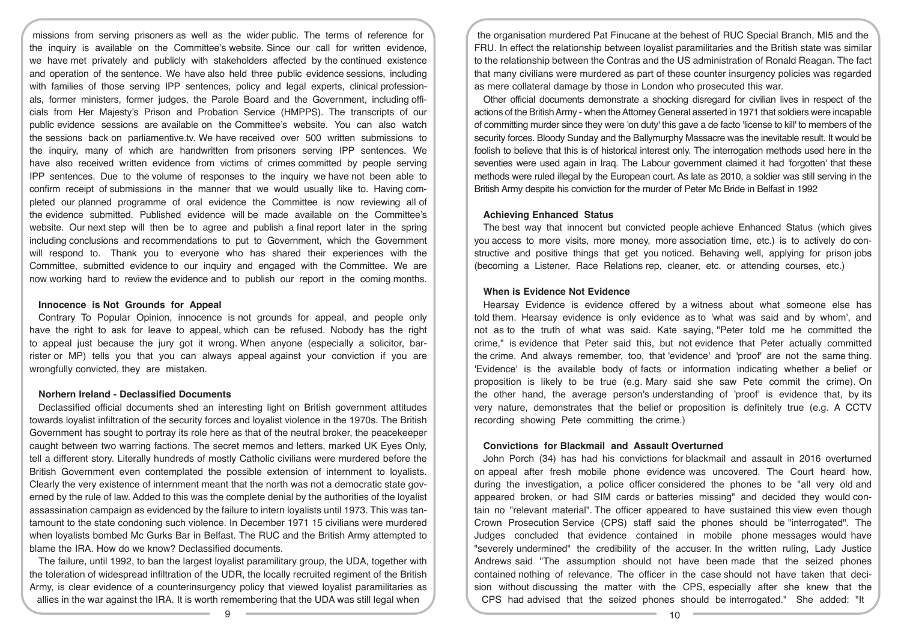missions from serving prisoners as well as the wider public. The terms of reference for the inquiry is available on the Committee's website. Since our call for written evidence, we have met privately and publicly with stakeholders affected by the continued existence and operation of the sentence. We have also held three public evidence sessions, including with families of those serving IPP sentences, policy and legal experts, clinical professionals, former ministers, former judges, the Parole Board and the Government, including officials from Her Majesty's Prison and Probation Service (HMPPS). The transcripts of our public evidence sessions are available on the Committee's website. You can also watch the sessions back on parliamentive.tv. We have received over 500 written submissions to the inquiry, many of which are handwritten from prisoners serving IPP sentences. We have also received written evidence from victims of crimes committed by people serving IPP sentences. Due to the volume of responses to the inquiry we have not been able to confirm receipt of submissions in the manner that we would usually like to. Having completed our planned programme of oral evidence the Committee is now reviewing all of the evidence submitted. Published evidence will be made available on the Committee's website. Our next step will then be to agree and publish a final report later in the spring including conclusions and recommendations to put to Government, which the Government will respond to. Thank you to everyone who has shared their experiences with the Committee, submitted evidence to our inquiry and engaged with the Committee. We are now working hard to review the evidence and to publish our report in the coming months.

### Innocence is Not Grounds for Appeal

Contrary To Popular Opinion, innocence is not grounds for appeal, and people only have the right to ask for leave to appeal, which can be refused. Nobody has the right to appeal just because the jury got it wrong. When anyone (especially a solicitor, barrister or MP) tells you that you can always appeal against your conviction if you are wrongfully convicted, they are mistaken.

### Norhern Ireland - Declassified Documents

Declassified official documents shed an interesting light on British government attitudes towards loyalist infiltration of the security forces and loyalist violence in the 1970s. The British Government has sought to portray its role here as that of the neutral broker, the peacekeeper caught between two warring factions. The secret memos and letters, marked UK Eyes Only, tell a different story. Literally hundreds of mostly Catholic civilians were murdered before the British Government even contemplated the possible extension of internment to loyalists. Clearly the very existence of internment meant that the north was not a democratic state governed by the rule of law. Added to this was the complete denial by the authorities of the loyalist assassination campaign as evidenced by the failure to intern loyalists until 1973. This was tantamount to the state condoning such violence. In December 1971 15 civilians were murdered when loyalists bombed Mc Gurks Bar in Belfast. The RUC and the British Army attempted to blame the IRA. How do we know? Declassified documents.

The failure, until 1992, to ban the largest loyalist paramilitary group, the UDA, together with the toleration of widespread infiltration of the UDR, the locally recruited regiment of the British Army, is clear evidence of a counterinsurgency policy that viewed loyalist paramilitaries as allies in the war against the IRA. It is worth remembering that the UDA was still legal when the organisation murdered Pat Finucane at the behest of RUC Special Branch, MI5 and the FRU. In effect the relationship between loyalist paramilitaries and the British state was similar to the relationship between the Contras and the US administration of Ronald Reagan. The fact that many civilians were murdered as part of these counter insurgency policies was regarded as mere collateral damage by those in London who prosecuted this war.

Other official documents demonstrate a shocking disregard for civilian lives in respect of the actions of the British Army - when the Attorney General asserted in 1971 that soldiers were incapable of committing murder since they were 'on duty' this gave a de facto 'license to kill' to members of the security forces. Bloody Sunday and the Ballymurphy Massacre was the inevitable result. It would be foolish to believe that this is of historical interest only. The interrogation methods used here in the seventies were used again in Iraq. The Labour government claimed it had 'forgotten' that these methods were ruled illegal by the European court. As late as 2010, a soldier was still serving in the British Army despite his conviction for the murder of Peter Mc Bride in Belfast in 1992

### Achieving Enhanced Status

The best way that innocent but convicted people achieve Enhanced Status (which gives you access to more visits, more money, more association time, etc.) is to actively do constructive and positive things that get you noticed. Behaving well, applying for prison jobs (becoming a Listener, Race Relations rep, cleaner, etc. or attending courses, etc.)

### When is Evidence Not Evidence

Hearsay Evidence is evidence offered by a witness about what someone else has told them. Hearsay evidence is only evidence as to 'what was said and by whom', and not as to the truth of what was said. Kate saying, "Peter told me he committed the crime," is evidence that Peter said this, but not evidence that Peter actually committed the crime. And always remember, too, that 'evidence' and 'proof' are not the same thing. 'Evidence' is the available body of facts or information indicating whether a belief or proposition is likely to be true (e.g. Mary said she saw Pete commit the crime). On the other hand, the average person's understanding of 'proof' is evidence that, by its very nature, demonstrates that the belief or proposition is definitely true (e.g. A CCTV recording showing Pete committing the crime.)

### Convictions for Blackmail and Assault Overturned

John Porch (34) has had his convictions for blackmail and assault in 2016 overturned on appeal after fresh mobile phone evidence was uncovered. The Court heard how, during the investigation, a police officer considered the phones to be "all very old and appeared broken, or had SIM cards or batteries missing" and decided they would contain no "relevant material". The officer appeared to have sustained this view even though Crown Prosecution Service (CPS) staff said the phones should be "interrogated". The Judges concluded that evidence contained in mobile phone messages would have "severely undermined" the credibility of the accuser. In the written ruling, Lady Justice Andrews said "The assumption should not have been made that the seized phones contained nothing of relevance. The officer in the case should not have taken that decision without discussing the matter with the CPS, especially after she knew that the CPS had advised that the seized phones should be interrogated." She added: "It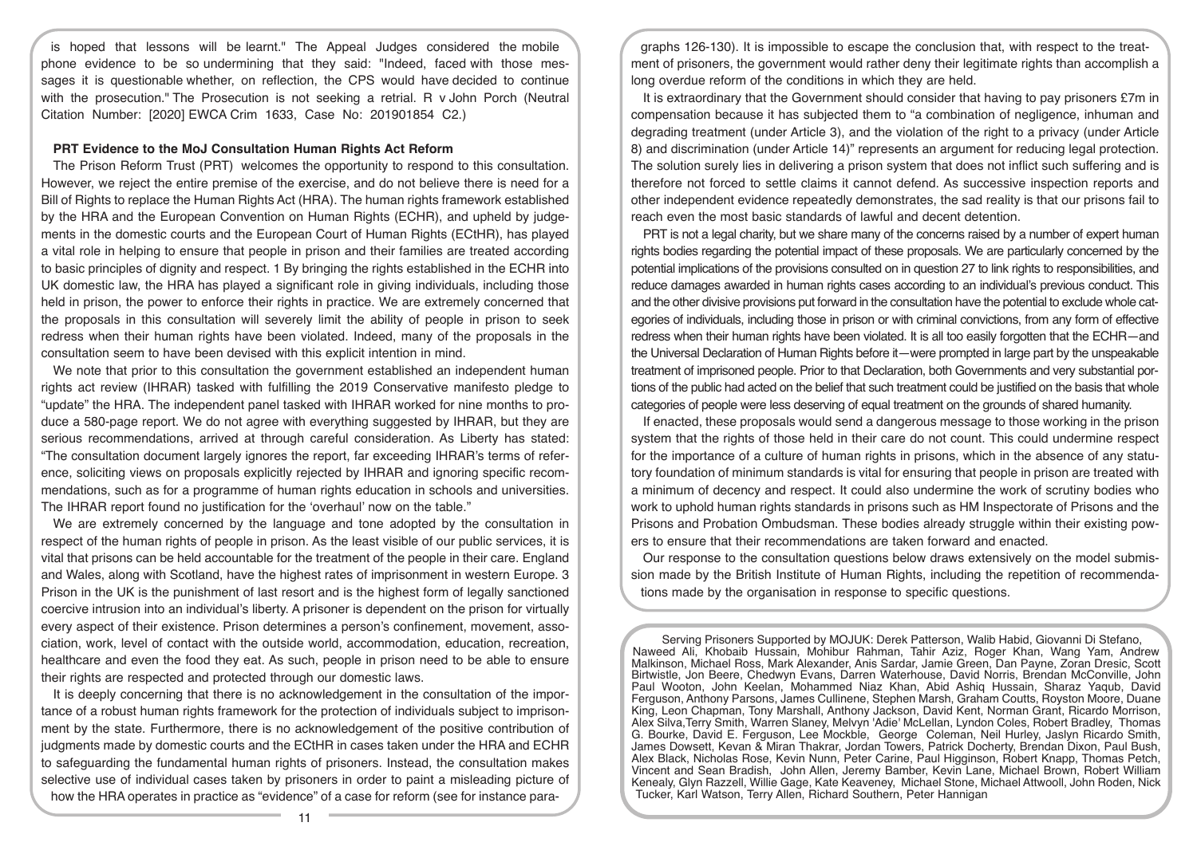is hoped that lessons will be learnt." The Appeal Judges considered the mobile phone evidence to be so undermining that they said: "Indeed, faced with those messages it is questionable whether, on reflection, the CPS would have decided to continue with the prosecution." The Prosecution is not seeking a retrial. R v John Porch (Neutral Citation Number: [2020] EWCA Crim 1633, Case No: 201901854 C2.)

**PRT Evidence to the MoJ Consultation Human Rights Act Reform**

The Prison Reform Trust (PRT) welcomes the opportunity to respond to this consultation. However, we reject the entire premise of the exercise, and do not believe there is need for a Bill of Rights to replace the Human Rights Act (HRA). The human rights framework established by the HRA and the European Convention on Human Rights (ECHR), and upheld by judgements in the domestic courts and the European Court of Human Rights (ECtHR), has played a vital role in helping to ensure that people in prison and their families are treated according to basic principles of dignity and respect. 1 By bringing the rights established in the ECHR into UK domestic law, the HRA has played a significant role in giving individuals, including those held in prison, the power to enforce their rights in practice. We are extremely concerned that the proposals in this consultation will severely limit the ability of people in prison to seek redress when their human rights have been violated. Indeed, many of the proposals in the consultation seem to have been devised with this explicit intention in mind.

We note that prior to this consultation the government established an independent human rights act review (IHRAR) tasked with fulfilling the 2019 Conservative manifesto pledge to "update" the HRA. The independent panel tasked with IHRAR worked for nine months to produce a 580-page report. We do not agree with everything suggested by IHRAR, but they are serious recommendations, arrived at through careful consideration. As Liberty has stated: "The consultation document largely ignores the report, far exceeding IHRAR's terms of reference, soliciting views on proposals explicitly rejected by IHRAR and ignoring specific recommendations, such as for a programme of human rights education in schools and universities. The IHRAR report found no justification for the 'overhaul' now on the table."

We are extremely concerned by the language and tone adopted by the consultation in respect of the human rights of people in prison. As the least visible of our public services, it is vital that prisons can be held accountable for the treatment of the people in their care. England and Wales, along with Scotland, have the highest rates of imprisonment in western Europe. 3 Prison in the UK is the punishment of last resort and is the highest form of legally sanctioned coercive intrusion into an individual's liberty. A prisoner is dependent on the prison for virtually every aspect of their existence. Prison determines a person's confinement, movement, association, work, level of contact with the outside world, accommodation, education, recreation, healthcare and even the food they eat. As such, people in prison need to be able to ensure their rights are respected and protected through our domestic laws.

It is deeply concerning that there is no acknowledgement in the consultation of the importance of a robust human rights framework for the protection of individuals subject to imprisonment by the state. Furthermore, there is no acknowledgement of the positive contribution of judgments made by domestic courts and the ECtHR in cases taken under the HRA and ECHR to safeguarding the fundamental human rights of prisoners. Instead, the consultation makes selective use of individual cases taken by prisoners in order to paint a misleading picture of how the HRA operates in practice as "evidence" of a case for reform (see for instance paragraphs 126-130). It is impossible to escape the conclusion that, with respect to the treatment of prisoners, the government would rather deny their legitimate rights than accomplish a long overdue reform of the conditions in which they are held.

It is extraordinary that the Government should consider that having to pay prisoners £7m in compensation because it has subjected them to "a combination of negligence, inhuman and degrading treatment (under Article 3), and the violation of the right to a privacy (under Article 8) and discrimination (under Article 14)" represents an argument for reducing legal protection. The solution surely lies in delivering a prison system that does not inflict such suffering and is therefore not forced to settle claims it cannot defend. As successive inspection reports and other independent evidence repeatedly demonstrates, the sad reality is that our prisons fail to reach even the most basic standards of lawful and decent detention.

PRT is not a legal charity, but we share many of the concerns raised by a number of expert human rights bodies regarding the potential impact of these proposals. We are particularly concerned by the potential implications of the provisions consulted on in question 27 to link rights to responsibilities, and reduce damages awarded in human rights cases according to an individual's previous conduct. This and the other divisive provisions put forward in the consultation have the potential to exclude whole categories of individuals, including those in prison or with criminal convictions, from any form of effective redress when their human rights have been violated. It is all too easily forgotten that the ECHR—and the Universal Declaration of Human Rights before it—were prompted in large part by the unspeakable treatment of imprisoned people. Prior to that Declaration, both Governments and very substantial portions of the public had acted on the belief that such treatment could be justified on the basis that whole categories of people were less deserving of equal treatment on the grounds of shared humanity.

If enacted, these proposals would send a dangerous message to those working in the prison system that the rights of those held in their care do not count. This could undermine respect for the importance of a culture of human rights in prisons, which in the absence of any statutory foundation of minimum standards is vital for ensuring that people in prison are treated with a minimum of decency and respect. It could also undermine the work of scrutiny bodies who work to uphold human rights standards in prisons such as HM Inspectorate of Prisons and the Prisons and Probation Ombudsman. These bodies already struggle within their existing powers to ensure that their recommendations are taken forward and enacted.

Our response to the consultation questions below draws extensively on the model submission made by the British Institute of Human Rights, including the repetition of recommendations made by the organisation in response to specific questions.

Serving Prisoners Supported by MOJUK: Derek Patterson, Walib Habid, Giovanni Di Stefano, Naweed Ali, Khobaib Hussain, Mohibur Rahman, Tahir Aziz, Roger Khan, Wang Yam, Andrew Malkinson, Michael Ross, Mark Alexander, Anis Sardar, Jamie Green, Dan Payne, Zoran Dresic, Scott Birtwistle, Jon Beere, Chedwyn Evans, Darren Waterhouse, David Norris, Brendan McConville, John Paul Wooton, John Keelan, Mohammed Niaz Khan, Abid Ashiq Hussain, Sharaz Yaqub, David Ferguson, Anthony Parsons, James Cullinene, Stephen Marsh, Graham Coutts, Royston Moore, Duane King, Leon Chapman, Tony Marshall, Anthony Jackson, David Kent, Norman Grant, Ricardo Morrison, Alex Silva,Terry Smith, Warren Slaney, Melvyn 'Adie' McLellan, Lyndon Coles, Robert Bradley, Thomas G. Bourke, David E. Ferguson, Lee Mockble, George Coleman, Neil Hurley, Jaslyn Ricardo Smith, James Dowsett, Kevan & Miran Thakrar, Jordan Towers, Patrick Docherty, Brendan Dixon, Paul Bush, Alex Black, Nicholas Rose, Kevin Nunn, Peter Carine, Paul Higginson, Robert Knapp, Thomas Petch, Vincent and Sean Bradish, John Allen, Jeremy Bamber, Kevin Lane, Michael Brown, Robert William Kenealy, Glyn Razzell, Willie Gage, Kate Keaveney, Michael Stone, Michael Attwooll, John Roden, Nick Tucker, Karl Watson, Terry Allen, Richard Southern, Peter Hannigan